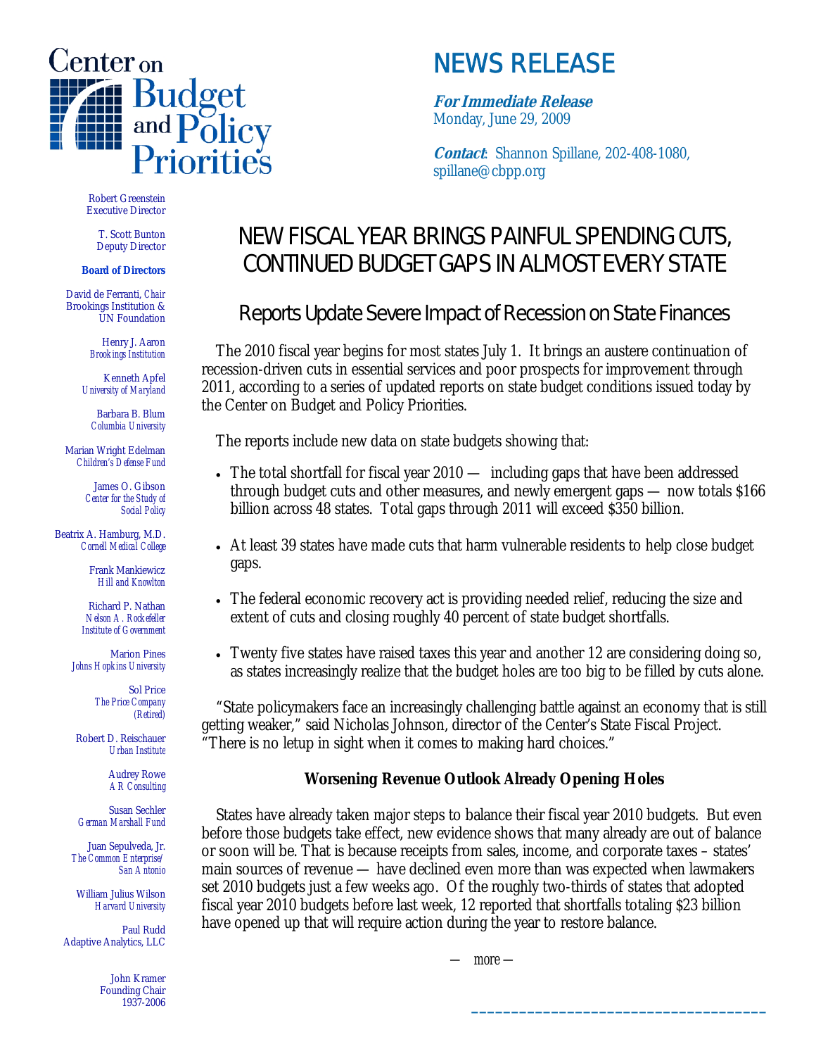# Center on Budget and Policy Priorities

## NEWS RELEASE

***For Immediate Release***
Monday, June 29, 2009

***Contact***: Shannon Spillane, 202-408-1080, spillane@cbpp.org

Robert Greenstein
Executive Director

T. Scott Bunton
Deputy Director

**Board of Directors**

David de Ferranti, *Chair*
Brookings Institution & UN Foundation

Henry J. Aaron
*Brookings Institution*

Kenneth Apfel
*University of Maryland*

Barbara B. Blum
*Columbia University*

Marian Wright Edelman
*Children's Defense Fund*

James O. Gibson
*Center for the Study of Social Policy*

Beatrix A. Hamburg, M.D.
*Cornell Medical College*

Frank Mankiewicz
*Hill and Knowlton*

Richard P. Nathan
*Nelson A. Rockefeller Institute of Government*

Marion Pines
*Johns Hopkins University*

Sol Price
*The Price Company (Retired)*

Robert D. Reischauer
*Urban Institute*

Audrey Rowe
*AR Consulting*

Susan Sechler
*German Marshall Fund*

Juan Sepulveda, Jr.
*The Common Enterprise/ San Antonio*

William Julius Wilson
*Harvard University*

Paul Rudd
Adaptive Analytics, LLC

John Kramer
Founding Chair
1937-2006

# NEW FISCAL YEAR BRINGS PAINFUL SPENDING CUTS, CONTINUED BUDGET GAPS IN ALMOST EVERY STATE

## Reports Update Severe Impact of Recession on State Finances

The 2010 fiscal year begins for most states July 1. It brings an austere continuation of recession-driven cuts in essential services and poor prospects for improvement through 2011, according to a series of updated reports on state budget conditions issued today by the Center on Budget and Policy Priorities.

The reports include new data on state budgets showing that:

- The total shortfall for fiscal year 2010 — including gaps that have been addressed through budget cuts and other measures, and newly emergent gaps — now totals $166 billion across 48 states. Total gaps through 2011 will exceed $350 billion.
- At least 39 states have made cuts that harm vulnerable residents to help close budget gaps.
- The federal economic recovery act is providing needed relief, reducing the size and extent of cuts and closing roughly 40 percent of state budget shortfalls.
- Twenty five states have raised taxes this year and another 12 are considering doing so, as states increasingly realize that the budget holes are too big to be filled by cuts alone.

"State policymakers face an increasingly challenging battle against an economy that is still getting weaker," said Nicholas Johnson, director of the Center's State Fiscal Project. "There is no letup in sight when it comes to making hard choices."

### Worsening Revenue Outlook Already Opening Holes

States have already taken major steps to balance their fiscal year 2010 budgets. But even before those budgets take effect, new evidence shows that many already are out of balance or soon will be. That is because receipts from sales, income, and corporate taxes – states' main sources of revenue — have declined even more than was expected when lawmakers set 2010 budgets just a few weeks ago. Of the roughly two-thirds of states that adopted fiscal year 2010 budgets before last week, 12 reported that shortfalls totaling $23 billion have opened up that will require action during the year to restore balance.

— more —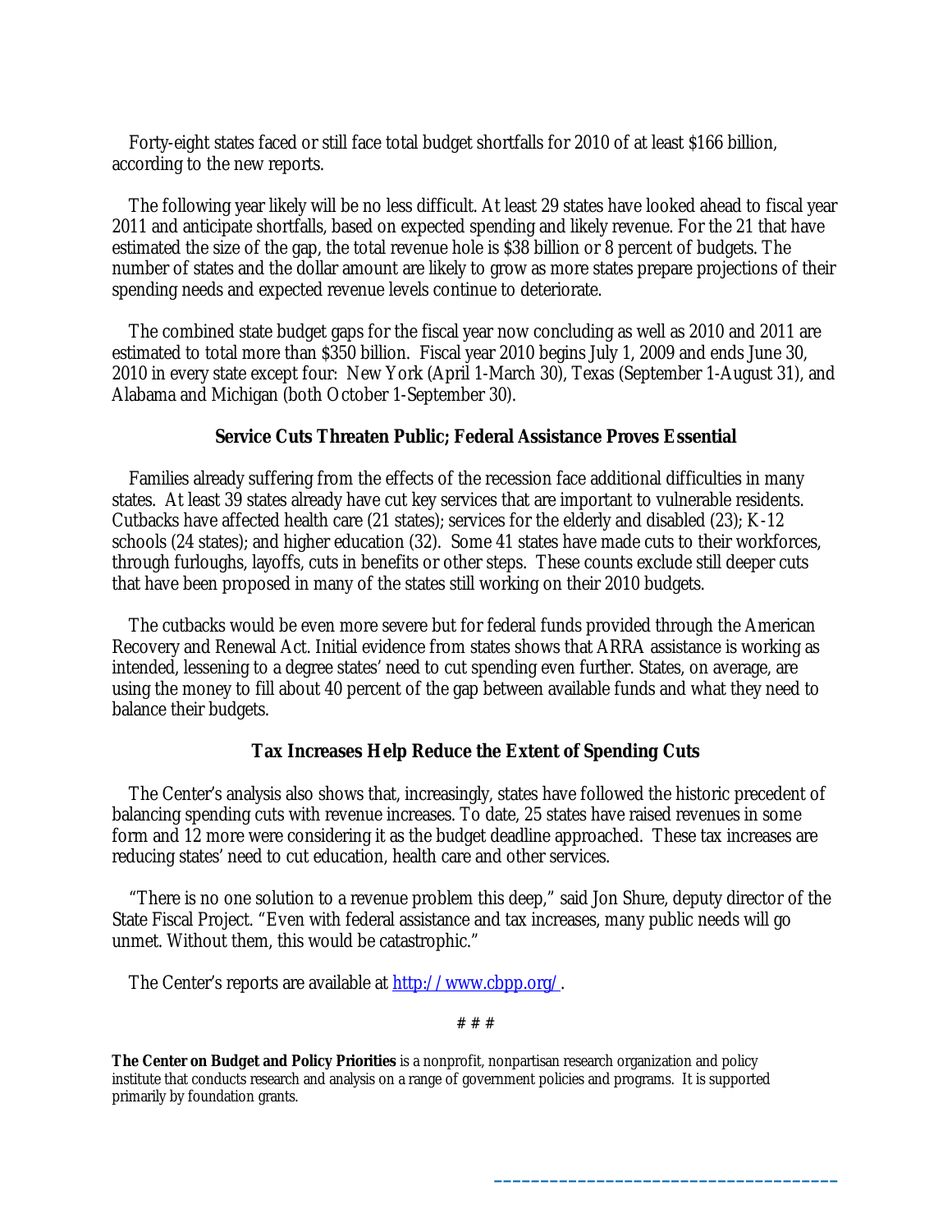Forty-eight states faced or still face total budget shortfalls for 2010 of at least $166 billion, according to the new reports.

The following year likely will be no less difficult. At least 29 states have looked ahead to fiscal year 2011 and anticipate shortfalls, based on expected spending and likely revenue. For the 21 that have estimated the size of the gap, the total revenue hole is $38 billion or 8 percent of budgets. The number of states and the dollar amount are likely to grow as more states prepare projections of their spending needs and expected revenue levels continue to deteriorate.

The combined state budget gaps for the fiscal year now concluding as well as 2010 and 2011 are estimated to total more than $350 billion. Fiscal year 2010 begins July 1, 2009 and ends June 30, 2010 in every state except four: New York (April 1-March 30), Texas (September 1-August 31), and Alabama and Michigan (both October 1-September 30).

### Service Cuts Threaten Public; Federal Assistance Proves Essential

Families already suffering from the effects of the recession face additional difficulties in many states. At least 39 states already have cut key services that are important to vulnerable residents. Cutbacks have affected health care (21 states); services for the elderly and disabled (23); K-12 schools (24 states); and higher education (32). Some 41 states have made cuts to their workforces, through furloughs, layoffs, cuts in benefits or other steps. These counts exclude still deeper cuts that have been proposed in many of the states still working on their 2010 budgets.

The cutbacks would be even more severe but for federal funds provided through the American Recovery and Renewal Act. Initial evidence from states shows that ARRA assistance is working as intended, lessening to a degree states' need to cut spending even further. States, on average, are using the money to fill about 40 percent of the gap between available funds and what they need to balance their budgets.

### Tax Increases Help Reduce the Extent of Spending Cuts

The Center's analysis also shows that, increasingly, states have followed the historic precedent of balancing spending cuts with revenue increases. To date, 25 states have raised revenues in some form and 12 more were considering it as the budget deadline approached. These tax increases are reducing states' need to cut education, health care and other services.

"There is no one solution to a revenue problem this deep," said Jon Shure, deputy director of the State Fiscal Project. "Even with federal assistance and tax increases, many public needs will go unmet. Without them, this would be catastrophic."

The Center's reports are available at http://www.cbpp.org/.

# # #

**The Center on Budget and Policy Priorities** is a nonprofit, nonpartisan research organization and policy institute that conducts research and analysis on a range of government policies and programs. It is supported primarily by foundation grants.